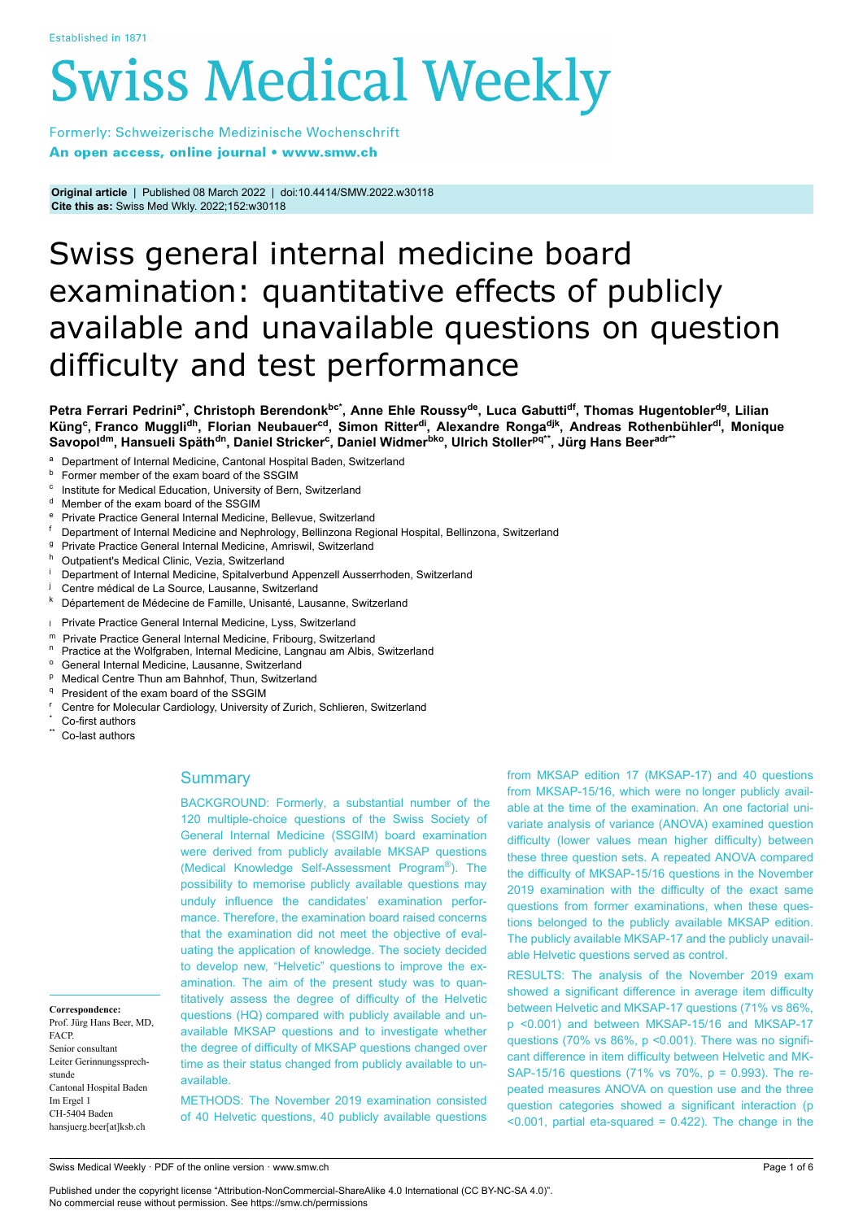Established in 1871

# Swiss Medical Weekly

Formerly: Schweizerische Medizinische Wochenschrift
**An open access, online journal • www.smw.ch**

**Original article** | Published 08 March 2022 | doi:10.4414/SMW.2022.w30118
**Cite this as:** Swiss Med Wkly. 2022;152:w30118

# Swiss general internal medicine board examination: quantitative effects of publicly available and unavailable questions on question difficulty and test performance

**Petra Ferrari Pedrini[a*], Christoph Berendonk[bc*], Anne Ehle Roussy[de], Luca Gabutti[df], Thomas Hugentobler[dg], Lilian Küng[c], Franco Muggli[dh], Florian Neubauer[cd], Simon Ritter[di], Alexandre Ronga[djk], Andreas Rothenbühler[dl], Monique Savopol[dm], Hansueli Späth[dn], Daniel Stricker[c], Daniel Widmer[bko], Ulrich Stoller[pq**], Jürg Hans Beer[adr**]**

[a] Department of Internal Medicine, Cantonal Hospital Baden, Switzerland
[b] Former member of the exam board of the SSGIM
[c] Institute for Medical Education, University of Bern, Switzerland
[d] Member of the exam board of the SSGIM
[e] Private Practice General Internal Medicine, Bellevue, Switzerland
[f] Department of Internal Medicine and Nephrology, Bellinzona Regional Hospital, Bellinzona, Switzerland
[g] Private Practice General Internal Medicine, Amriswil, Switzerland
[h] Outpatient's Medical Clinic, Vezia, Switzerland
[i] Department of Internal Medicine, Spitalverbund Appenzell Ausserrhoden, Switzerland
[j] Centre médical de La Source, Lausanne, Switzerland
[k] Département de Médecine de Famille, Unisanté, Lausanne, Switzerland
[l] Private Practice General Internal Medicine, Lyss, Switzerland
[m] Private Practice General Internal Medicine, Fribourg, Switzerland
[n] Practice at the Wolfgraben, Internal Medicine, Langnau am Albis, Switzerland
[o] General Internal Medicine, Lausanne, Switzerland
[p] Medical Centre Thun am Bahnhof, Thun, Switzerland
[q] President of the exam board of the SSGIM
[r] Centre for Molecular Cardiology, University of Zurich, Schlieren, Switzerland
[*] Co-first authors
[**] Co-last authors

## Summary

BACKGROUND: Formerly, a substantial number of the 120 multiple-choice questions of the Swiss Society of General Internal Medicine (SSGIM) board examination were derived from publicly available MKSAP questions (Medical Knowledge Self-Assessment Program®). The possibility to memorise publicly available questions may unduly influence the candidates' examination performance. Therefore, the examination board raised concerns that the examination did not meet the objective of evaluating the application of knowledge. The society decided to develop new, "Helvetic" questions to improve the examination. The aim of the present study was to quantitatively assess the degree of difficulty of the Helvetic questions (HQ) compared with publicly available and unavailable MKSAP questions and to investigate whether the degree of difficulty of MKSAP questions changed over time as their status changed from publicly available to unavailable.

METHODS: The November 2019 examination consisted of 40 Helvetic questions, 40 publicly available questions from MKSAP edition 17 (MKSAP-17) and 40 questions from MKSAP-15/16, which were no longer publicly available at the time of the examination. An one factorial univariate analysis of variance (ANOVA) examined question difficulty (lower values mean higher difficulty) between these three question sets. A repeated ANOVA compared the difficulty of MKSAP-15/16 questions in the November 2019 examination with the difficulty of the exact same questions from former examinations, when these questions belonged to the publicly available MKSAP edition. The publicly available MKSAP-17 and the publicly unavailable Helvetic questions served as control.

RESULTS: The analysis of the November 2019 exam showed a significant difference in average item difficulty between Helvetic and MKSAP-17 questions (71% vs 86%, $p < 0.001$) and between MKSAP-15/16 and MKSAP-17 questions (70% vs 86%, $p < 0.001$). There was no significant difference in item difficulty between Helvetic and MKSAP-15/16 questions (71% vs 70%, $p = 0.993$). The repeated measures ANOVA on question use and the three question categories showed a significant interaction ($p < 0.001$, partial eta-squared = 0.422). The change in the

**Correspondence:**
Prof. Jürg Hans Beer, MD, FACP.
Senior consultant
Leiter Gerinnungssprechstunde
Cantonal Hospital Baden
Im Ergel 1
CH-5404 Baden
hansjuerg.beer[at]ksb.ch

Published under the copyright license "Attribution-NonCommercial-ShareAlike 4.0 International (CC BY-NC-SA 4.0)".
No commercial reuse without permission. See https://smw.ch/permissions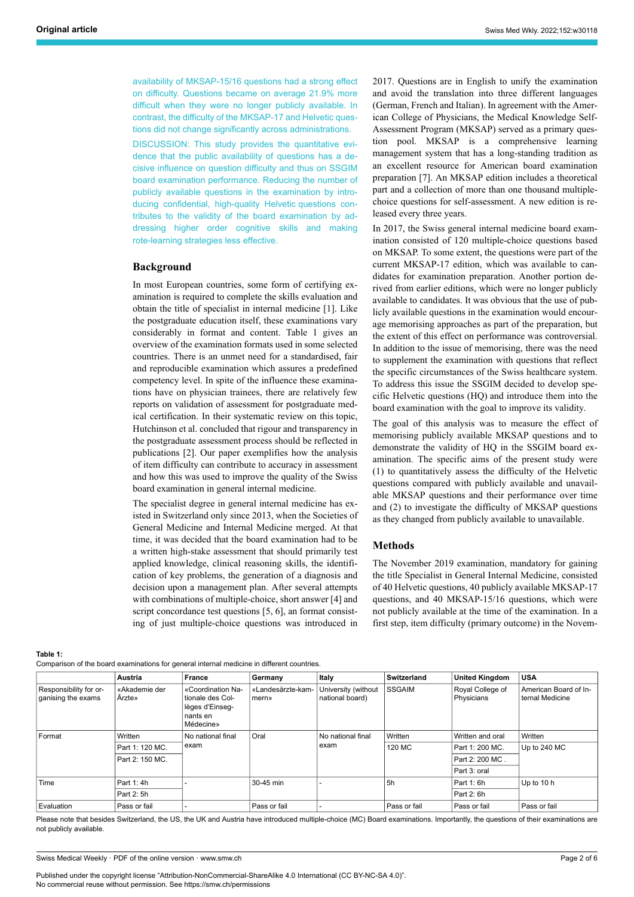availability of MKSAP-15/16 questions had a strong effect on difficulty. Questions became on average 21.9% more difficult when they were no longer publicly available. In contrast, the difficulty of the MKSAP-17 and Helvetic questions did not change significantly across administrations.

DISCUSSION: This study provides the quantitative evidence that the public availability of questions has a decisive influence on question difficulty and thus on SSGIM board examination performance. Reducing the number of publicly available questions in the examination by introducing confidential, high-quality Helvetic questions contributes to the validity of the board examination by addressing higher order cognitive skills and making rote-learning strategies less effective.

## Background

In most European countries, some form of certifying examination is required to complete the skills evaluation and obtain the title of specialist in internal medicine [1]. Like the postgraduate education itself, these examinations vary considerably in format and content. Table 1 gives an overview of the examination formats used in some selected countries. There is an unmet need for a standardised, fair and reproducible examination which assures a predefined competency level. In spite of the influence these examinations have on physician trainees, there are relatively few reports on validation of assessment for postgraduate medical certification. In their systematic review on this topic, Hutchinson et al. concluded that rigour and transparency in the postgraduate assessment process should be reflected in publications [2]. Our paper exemplifies how the analysis of item difficulty can contribute to accuracy in assessment and how this was used to improve the quality of the Swiss board examination in general internal medicine.

The specialist degree in general internal medicine has existed in Switzerland only since 2013, when the Societies of General Medicine and Internal Medicine merged. At that time, it was decided that the board examination had to be a written high-stake assessment that should primarily test applied knowledge, clinical reasoning skills, the identification of key problems, the generation of a diagnosis and decision upon a management plan. After several attempts with combinations of multiple-choice, short answer [4] and script concordance test questions [5, 6], an format consisting of just multiple-choice questions was introduced in 2017. Questions are in English to unify the examination and avoid the translation into three different languages (German, French and Italian). In agreement with the American College of Physicians, the Medical Knowledge Self-Assessment Program (MKSAP) served as a primary question pool. MKSAP is a comprehensive learning management system that has a long-standing tradition as an excellent resource for American board examination preparation [7]. An MKSAP edition includes a theoretical part and a collection of more than one thousand multiple-choice questions for self-assessment. A new edition is released every three years.

In 2017, the Swiss general internal medicine board examination consisted of 120 multiple-choice questions based on MKSAP. To some extent, the questions were part of the current MKSAP-17 edition, which was available to candidates for examination preparation. Another portion derived from earlier editions, which were no longer publicly available to candidates. It was obvious that the use of publicly available questions in the examination would encourage memorising approaches as part of the preparation, but the extent of this effect on performance was controversial. In addition to the issue of memorising, there was the need to supplement the examination with questions that reflect the specific circumstances of the Swiss healthcare system. To address this issue the SSGIM decided to develop specific Helvetic questions (HQ) and introduce them into the board examination with the goal to improve its validity.

The goal of this analysis was to measure the effect of memorising publicly available MKSAP questions and to demonstrate the validity of HQ in the SSGIM board examination. The specific aims of the present study were (1) to quantitatively assess the difficulty of the Helvetic questions compared with publicly available and unavailable MKSAP questions and their performance over time and (2) to investigate the difficulty of MKSAP questions as they changed from publicly available to unavailable.

## Methods

The November 2019 examination, mandatory for gaining the title Specialist in General Internal Medicine, consisted of 40 Helvetic questions, 40 publicly available MKSAP-17 questions, and 40 MKSAP-15/16 questions, which were not publicly available at the time of the examination. In a first step, item difficulty (primary outcome) in the Novem-

**Table 1:**
Comparison of the board examinations for general internal medicine in different countries.

| | Austria | France | Germany | Italy | Switzerland | United Kingdom | USA |
|---|---|---|---|---|---|---|---|
| Responsibility for organising the exams | «Akademie der Ärzte» | «Coordination Nationale des Collèges d'Enseignants en Médecine» | «Landesärzte-kammern» | University (without national board) | SSGAIM | Royal College of Physicians | American Board of Internal Medicine |
| Format | Written | No national final exam | Oral | No national final exam | Written | Written and oral | Written |
| | Part 1: 120 MC. | | | | 120 MC | Part 1: 200 MC. | Up to 240 MC |
| | Part 2: 150 MC. | | | | | Part 2: 200 MC . | |
| | | | | | | Part 3: oral | |
| Time | Part 1: 4h | - | 30-45 min | - | 5h | Part 1: 6h | Up to 10 h |
| | Part 2: 5h | | | | | Part 2: 6h | |
| Evaluation | Pass or fail | - | Pass or fail | - | Pass or fail | Pass or fail | Pass or fail |

Please note that besides Switzerland, the US, the UK and Austria have introduced multiple-choice (MC) Board examinations. Importantly, the questions of their examinations are not publicly available.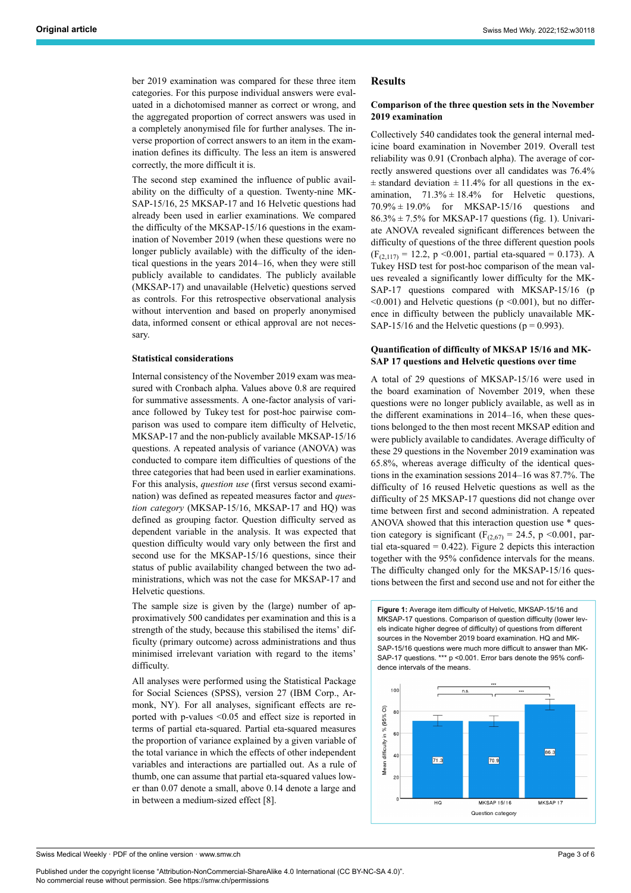ber 2019 examination was compared for these three item categories. For this purpose individual answers were evaluated in a dichotomised manner as correct or wrong, and the aggregated proportion of correct answers was used in a completely anonymised file for further analyses. The inverse proportion of correct answers to an item in the examination defines its difficulty. The less an item is answered correctly, the more difficult it is.

The second step examined the influence of public availability on the difficulty of a question. Twenty-nine MKSAP-15/16, 25 MKSAP-17 and 16 Helvetic questions had already been used in earlier examinations. We compared the difficulty of the MKSAP-15/16 questions in the examination of November 2019 (when these questions were no longer publicly available) with the difficulty of the identical questions in the years 2014–16, when they were still publicly available to candidates. The publicly available (MKSAP-17) and unavailable (Helvetic) questions served as controls. For this retrospective observational analysis without intervention and based on properly anonymised data, informed consent or ethical approval are not necessary.

### Statistical considerations

Internal consistency of the November 2019 exam was measured with Cronbach alpha. Values above 0.8 are required for summative assessments. A one-factor analysis of variance followed by Tukey test for post-hoc pairwise comparison was used to compare item difficulty of Helvetic, MKSAP-17 and the non-publicly available MKSAP-15/16 questions. A repeated analysis of variance (ANOVA) was conducted to compare item difficulties of questions of the three categories that had been used in earlier examinations. For this analysis, *question use* (first versus second examination) was defined as repeated measures factor and *question category* (MKSAP-15/16, MKSAP-17 and HQ) was defined as grouping factor. Question difficulty served as dependent variable in the analysis. It was expected that question difficulty would vary only between the first and second use for the MKSAP-15/16 questions, since their status of public availability changed between the two administrations, which was not the case for MKSAP-17 and Helvetic questions.

The sample size is given by the (large) number of approximately 500 candidates per examination and this is a strength of the study, because this stabilised the items' difficulty (primary outcome) across administrations and thus minimised irrelevant variation with regard to the items' difficulty.

All analyses were performed using the Statistical Package for Social Sciences (SPSS), version 27 (IBM Corp., Armonk, NY). For all analyses, significant effects are reported with p-values <0.05 and effect size is reported in terms of partial eta-squared. Partial eta-squared measures the proportion of variance explained by a given variable of the total variance in which the effects of other independent variables and interactions are partialled out. As a rule of thumb, one can assume that partial eta-squared values lower than 0.07 denote a small, above 0.14 denote a large and in between a medium-sized effect [8].

## Results

### Comparison of the three question sets in the November 2019 examination

Collectively 540 candidates took the general internal medicine board examination in November 2019. Overall test reliability was 0.91 (Cronbach alpha). The average of correctly answered questions over all candidates was 76.4% ± standard deviation ± 11.4% for all questions in the examination, 71.3% ± 18.4% for Helvetic questions, 70.9% ± 19.0% for MKSAP-15/16 questions and 86.3% ± 7.5% for MKSAP-17 questions (fig. 1). Univariate ANOVA revealed significant differences between the difficulty of questions of the three different question pools ($F_{(2,117)}$ = 12.2, p <0.001, partial eta-squared = 0.173). A Tukey HSD test for post-hoc comparison of the mean values revealed a significantly lower difficulty for the MKSAP-17 questions compared with MKSAP-15/16 (p <0.001) and Helvetic questions (p <0.001), but no difference in difficulty between the publicly unavailable MKSAP-15/16 and the Helvetic questions (p = 0.993).

### Quantification of difficulty of MKSAP 15/16 and MKSAP 17 questions and Helvetic questions over time

A total of 29 questions of MKSAP-15/16 were used in the board examination of November 2019, when these questions were no longer publicly available, as well as in the different examinations in 2014–16, when these questions belonged to the then most recent MKSAP edition and were publicly available to candidates. Average difficulty of these 29 questions in the November 2019 examination was 65.8%, whereas average difficulty of the identical questions in the examination sessions 2014–16 was 87.7%. The difficulty of 16 reused Helvetic questions as well as the difficulty of 25 MKSAP-17 questions did not change over time between first and second administration. A repeated ANOVA showed that this interaction question use * question category is significant ($F_{(2,67)}$ = 24.5, p <0.001, partial eta-squared = 0.422). Figure 2 depicts this interaction together with the 95% confidence intervals for the means. The difficulty changed only for the MKSAP-15/16 questions between the first and second use and not for either the

**Figure 1:** Average item difficulty of Helvetic, MKSAP-15/16 and MKSAP-17 questions. Comparison of question difficulty (lower levels indicate higher degree of difficulty) of questions from different sources in the November 2019 board examination. HQ and MKSAP-15/16 questions were much more difficult to answer than MKSAP-17 questions. *** p <0.001. Error bars denote the 95% confidence intervals of the means.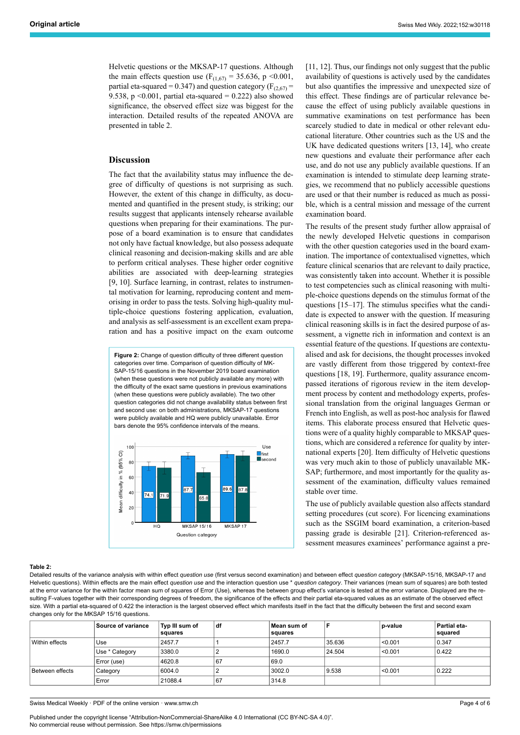Helvetic questions or the MKSAP-17 questions. Although the main effects question use ($F_{(1,67)}$ = 35.636, p <0.001, partial eta-squared = 0.347) and question category ($F_{(2,67)}$ = 9.538, p <0.001, partial eta-squared = 0.222) also showed significance, the observed effect size was biggest for the interaction. Detailed results of the repeated ANOVA are presented in table 2.

## Discussion

The fact that the availability status may influence the degree of difficulty of questions is not surprising as such. However, the extent of this change in difficulty, as documented and quantified in the present study, is striking; our results suggest that applicants intensely rehearse available questions when preparing for their examinations. The purpose of a board examination is to ensure that candidates not only have factual knowledge, but also possess adequate clinical reasoning and decision-making skills and are able to perform critical analyses. These higher order cognitive abilities are associated with deep-learning strategies [9, 10]. Surface learning, in contrast, relates to instrumental motivation for learning, reproducing content and memorising in order to pass the tests. Solving high-quality multiple-choice questions fostering application, evaluation, and analysis as self-assessment is an excellent exam preparation and has a positive impact on the exam outcome [11, 12]. Thus, our findings not only suggest that the public availability of questions is actively used by the candidates but also quantifies the impressive and unexpected size of this effect. These findings are of particular relevance because the effect of using publicly available questions in summative examinations on test performance has been scarcely studied to date in medical or other relevant educational literature. Other countries such as the US and the UK have dedicated questions writers [13, 14], who create new questions and evaluate their performance after each use, and do not use any publicly available questions. If an examination is intended to stimulate deep learning strategies, we recommend that no publicly accessible questions are used or that their number is reduced as much as possible, which is a central mission and message of the current examination board.

**Figure 2:** Change of question difficulty of three different question categories over time. Comparison of question difficulty of MKSAP-15/16 questions in the November 2019 board examination (when these questions were not publicly available any more) with the difficulty of the exact same questions in previous examinations (when these questions were publicly available). The two other question categories did not change availability status between first and second use: on both administrations, MKSAP-17 questions were publicly available and HQ were publicly unavailable. Error bars denote the 95% confidence intervals of the means.

The results of the present study further allow appraisal of the newly developed Helvetic questions in comparison with the other question categories used in the board examination. The importance of contextualised vignettes, which feature clinical scenarios that are relevant to daily practice, was consistently taken into account. Whether it is possible to test competencies such as clinical reasoning with multiple-choice questions depends on the stimulus format of the questions [15–17]. The stimulus specifies what the candidate is expected to answer with the question. If measuring clinical reasoning skills is in fact the desired purpose of assessment, a vignette rich in information and context is an essential feature of the questions. If questions are contextualised and ask for decisions, the thought processes invoked are vastly different from those triggered by context-free questions [18, 19]. Furthermore, quality assurance encompassed iterations of rigorous review in the item development process by content and methodology experts, professional translation from the original languages German or French into English, as well as post-hoc analysis for flawed items. This elaborate process ensured that Helvetic questions were of a quality highly comparable to MKSAP questions, which are considered a reference for quality by international experts [20]. Item difficulty of Helvetic questions was very much akin to those of publicly unavailable MKSAP; furthermore, and most importantly for the quality assessment of the examination, difficulty values remained stable over time.

The use of publicly available question also affects standard setting procedures (cut score). For licencing examinations such as the SSGIM board examination, a criterion-based passing grade is desirable [21]. Criterion-referenced assessment measures examinees' performance against a pre-

**Table 2:**
Detailed results of the variance analysis with within effect *question use* (first versus second examination) and between effect *question category* (MKSAP-15/16, MKSAP-17 and Helvetic questions). Within effects are the main effect *question use* and the interaction question use * *question category*. Their variances (mean sum of squares) are both tested at the error variance for the within factor mean sum of squares of Error (Use), whereas the between group effect's variance is tested at the error variance. Displayed are the resulting F-values together with their corresponding degrees of freedom, the significance of the effects and their partial eta-squared values as an estimate of the observed effect size. With a partial eta-squared of 0.422 the interaction is the largest observed effect which manifests itself in the fact that the difficulty between the first and second exam changes only for the MKSAP 15/16 questions.

| | Source of variance | Typ III sum of squares | df | Mean sum of squares | F | p-value | Partial eta-squared |
|---|---|---|---|---|---|---|---|
| Within effects | Use | 2457.7 | 1 | 2457.7 | 35.636 | <0.001 | 0.347 |
| | Use * Category | 3380.0 | 2 | 1690.0 | 24.504 | <0.001 | 0.422 |
| | Error (use) | 4620.8 | 67 | 69.0 | | | |
| Between effects | Category | 6004.0 | 2 | 3002.0 | 9.538 | <0.001 | 0.222 |
| | Error | 21088.4 | 67 | 314.8 | | | |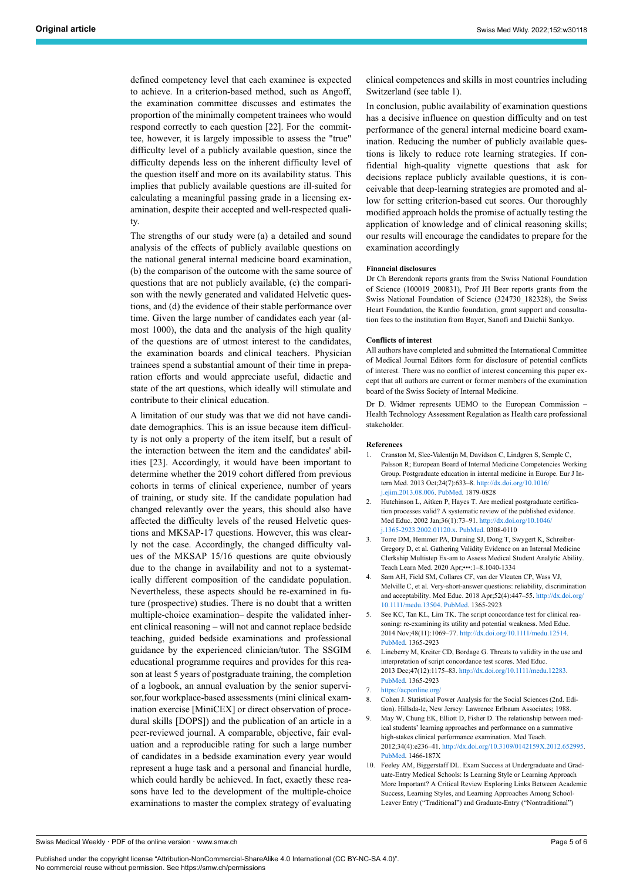defined competency level that each examinee is expected to achieve. In a criterion-based method, such as Angoff, the examination committee discusses and estimates the proportion of the minimally competent trainees who would respond correctly to each question [22]. For the committee, however, it is largely impossible to assess the "true" difficulty level of a publicly available question, since the difficulty depends less on the inherent difficulty level of the question itself and more on its availability status. This implies that publicly available questions are ill-suited for calculating a meaningful passing grade in a licensing examination, despite their accepted and well-respected quality.

The strengths of our study were (a) a detailed and sound analysis of the effects of publicly available questions on the national general internal medicine board examination, (b) the comparison of the outcome with the same source of questions that are not publicly available, (c) the comparison with the newly generated and validated Helvetic questions, and (d) the evidence of their stable performance over time. Given the large number of candidates each year (almost 1000), the data and the analysis of the high quality of the questions are of utmost interest to the candidates, the examination boards and clinical teachers. Physician trainees spend a substantial amount of their time in preparation efforts and would appreciate useful, didactic and state of the art questions, which ideally will stimulate and contribute to their clinical education.

A limitation of our study was that we did not have candidate demographics. This is an issue because item difficulty is not only a property of the item itself, but a result of the interaction between the item and the candidates' abilities [23]. Accordingly, it would have been important to determine whether the 2019 cohort differed from previous cohorts in terms of clinical experience, number of years of training, or study site. If the candidate population had changed relevantly over the years, this should also have affected the difficulty levels of the reused Helvetic questions and MKSAP-17 questions. However, this was clearly not the case. Accordingly, the changed difficulty values of the MKSAP 15/16 questions are quite obviously due to the change in availability and not to a systematically different composition of the candidate population. Nevertheless, these aspects should be re-examined in future (prospective) studies. There is no doubt that a written multiple-choice examination– despite the validated inherent clinical reasoning – will not and cannot replace bedside teaching, guided bedside examinations and professional guidance by the experienced clinician/tutor. The SSGIM educational programme requires and provides for this reason at least 5 years of postgraduate training, the completion of a logbook, an annual evaluation by the senior supervisor,four workplace-based assessments (mini clinical examination exercise [MiniCEX] or direct observation of procedural skills [DOPS]) and the publication of an article in a peer-reviewed journal. A comparable, objective, fair evaluation and a reproducible rating for such a large number of candidates in a bedside examination every year would represent a huge task and a personal and financial hurdle, which could hardly be achieved. In fact, exactly these reasons have led to the development of the multiple-choice examinations to master the complex strategy of evaluating clinical competences and skills in most countries including Switzerland (see table 1).

In conclusion, public availability of examination questions has a decisive influence on question difficulty and on test performance of the general internal medicine board examination. Reducing the number of publicly available questions is likely to reduce rote learning strategies. If confidential high-quality vignette questions that ask for decisions replace publicly available questions, it is conceivable that deep-learning strategies are promoted and allow for setting criterion-based cut scores. Our thoroughly modified approach holds the promise of actually testing the application of knowledge and of clinical reasoning skills; our results will encourage the candidates to prepare for the examination accordingly

#### Financial disclosures

Dr Ch Berendonk reports grants from the Swiss National Foundation of Science (100019_208831), Prof JH Beer reports grants from the Swiss National Foundation of Science (324730_182328), the Swiss Heart Foundation, the Kardio foundation, grant support and consultation fees to the institution from Bayer, Sanofi and Daichii Sankyo.

#### Conflicts of interest

All authors have completed and submitted the International Committee of Medical Journal Editors form for disclosure of potential conflicts of interest. There was no conflict of interest concerning this paper except that all authors are current or former members of the examination board of the Swiss Society of Internal Medicine.

Dr D. Widmer represents UEMO to the European Commission – Health Technology Assessment Regulation as Health care professional stakeholder.

#### References

1. Cranston M, Slee-Valentijn M, Davidson C, Lindgren S, Semple C, Palsson R; European Board of Internal Medicine Competencies Working Group. Postgraduate education in internal medicine in Europe. Eur J Intern Med. 2013 Oct;24(7):633–8. http://dx.doi.org/10.1016/j.ejim.2013.08.006. PubMed. 1879-0828
2. Hutchinson L, Aitken P, Hayes T. Are medical postgraduate certification processes valid? A systematic review of the published evidence. Med Educ. 2002 Jan;36(1):73–91. http://dx.doi.org/10.1046/j.1365-2923.2002.01120.x. PubMed. 0308-0110
3. Torre DM, Hemmer PA, Durning SJ, Dong T, Swygert K, Schreiber-Gregory D, et al. Gathering Validity Evidence on an Internal Medicine Clerkship Multistep Ex-am to Assess Medical Student Analytic Ability. Teach Learn Med. 2020 Apr;•••:1–8.1040-1334
4. Sam AH, Field SM, Collares CF, van der Vleuten CP, Wass VJ, Melville C, et al. Very-short-answer questions: reliability, discrimination and acceptability. Med Educ. 2018 Apr;52(4):447–55. http://dx.doi.org/10.1111/medu.13504. PubMed. 1365-2923
5. See KC, Tan KL, Lim TK. The script concordance test for clinical reasoning: re-examining its utility and potential weakness. Med Educ. 2014 Nov;48(11):1069–77. http://dx.doi.org/10.1111/medu.12514. PubMed. 1365-2923
6. Lineberry M, Kreiter CD, Bordage G. Threats to validity in the use and interpretation of script concordance test scores. Med Educ. 2013 Dec;47(12):1175–83. http://dx.doi.org/10.1111/medu.12283. PubMed. 1365-2923
7. https://acponline.org/
8. Cohen J. Statistical Power Analysis for the Social Sciences (2nd. Edition). Hillsda-le, New Jersey: Lawrence Erlbaum Associates; 1988.
9. May W, Chung EK, Elliott D, Fisher D. The relationship between medical students' learning approaches and performance on a summative high-stakes clinical performance examination. Med Teach. 2012;34(4):e236–41. http://dx.doi.org/10.3109/0142159X.2012.652995. PubMed. 1466-187X
10. Feeley AM, Biggerstaff DL. Exam Success at Undergraduate and Graduate-Entry Medical Schools: Is Learning Style or Learning Approach More Important? A Critical Review Exploring Links Between Academic Success, Learning Styles, and Learning Approaches Among School-Leaver Entry ("Traditional") and Graduate-Entry ("Nontraditional")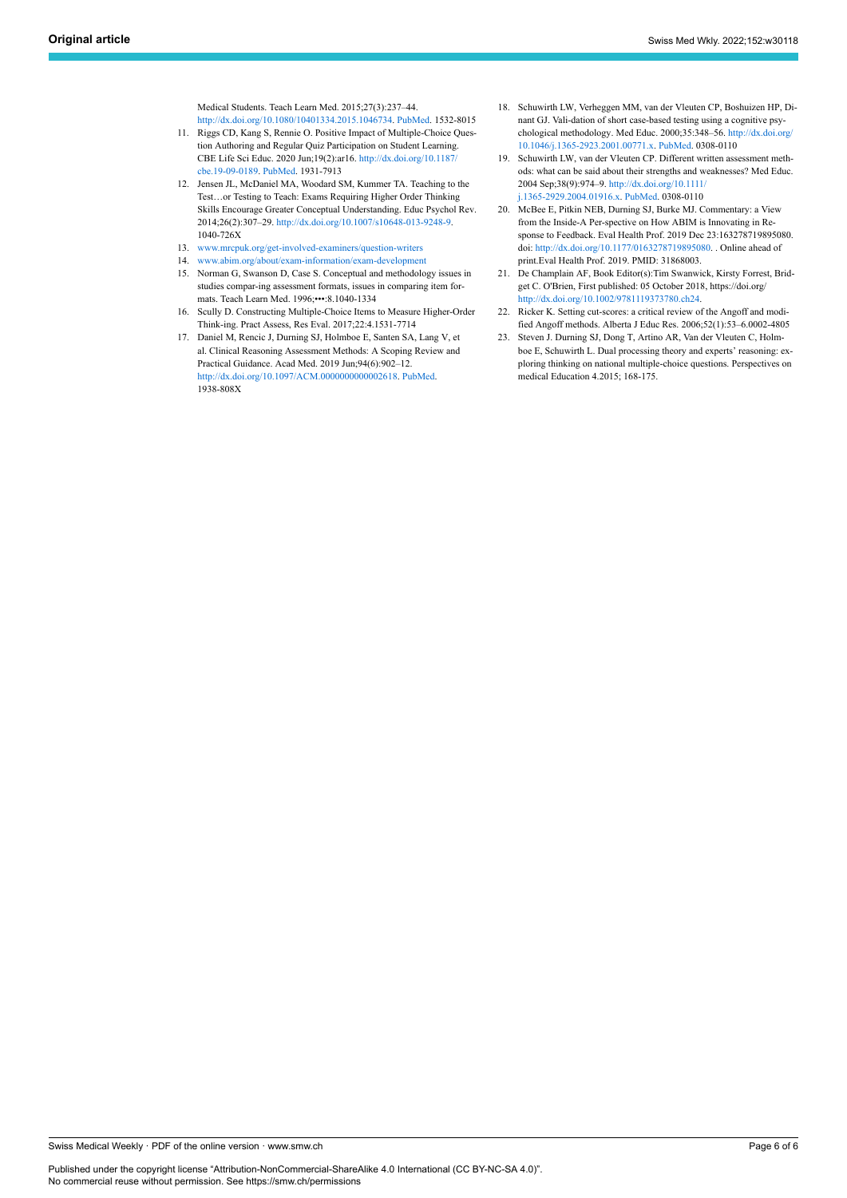Medical Students. Teach Learn Med. 2015;27(3):237–44. http://dx.doi.org/10.1080/10401334.2015.1046734. PubMed. 1532-8015

11. Riggs CD, Kang S, Rennie O. Positive Impact of Multiple-Choice Question Authoring and Regular Quiz Participation on Student Learning. CBE Life Sci Educ. 2020 Jun;19(2):ar16. http://dx.doi.org/10.1187/cbe.19-09-0189. PubMed. 1931-7913
12. Jensen JL, McDaniel MA, Woodard SM, Kummer TA. Teaching to the Test…or Testing to Teach: Exams Requiring Higher Order Thinking Skills Encourage Greater Conceptual Understanding. Educ Psychol Rev. 2014;26(2):307–29. http://dx.doi.org/10.1007/s10648-013-9248-9. 1040-726X
13. www.mrcpuk.org/get-involved-examiners/question-writers
14. www.abim.org/about/exam-information/exam-development
15. Norman G, Swanson D, Case S. Conceptual and methodology issues in studies compar-ing assessment formats, issues in comparing item formats. Teach Learn Med. 1996;•••:8.1040-1334
16. Scully D. Constructing Multiple-Choice Items to Measure Higher-Order Think-ing. Pract Assess, Res Eval. 2017;22:4.1531-7714
17. Daniel M, Rencic J, Durning SJ, Holmboe E, Santen SA, Lang V, et al. Clinical Reasoning Assessment Methods: A Scoping Review and Practical Guidance. Acad Med. 2019 Jun;94(6):902–12. http://dx.doi.org/10.1097/ACM.0000000000002618. PubMed. 1938-808X
18. Schuwirth LW, Verheggen MM, van der Vleuten CP, Boshuizen HP, Dinant GJ. Vali-dation of short case-based testing using a cognitive psychological methodology. Med Educ. 2000;35:348–56. http://dx.doi.org/10.1046/j.1365-2923.2001.00771.x. PubMed. 0308-0110
19. Schuwirth LW, van der Vleuten CP. Different written assessment methods: what can be said about their strengths and weaknesses? Med Educ. 2004 Sep;38(9):974–9. http://dx.doi.org/10.1111/j.1365-2929.2004.01916.x. PubMed. 0308-0110
20. McBee E, Pitkin NEB, Durning SJ, Burke MJ. Commentary: a View from the Inside-A Per-spective on How ABIM is Innovating in Response to Feedback. Eval Health Prof. 2019 Dec 23:163278719895080. doi: http://dx.doi.org/10.1177/0163278719895080. . Online ahead of print.Eval Health Prof. 2019. PMID: 31868003.
21. De Champlain AF, Book Editor(s):Tim Swanwick, Kirsty Forrest, Bridget C. O'Brien, First published: 05 October 2018, https://doi.org/http://dx.doi.org/10.1002/9781119373780.ch24.
22. Ricker K. Setting cut-scores: a critical review of the Angoff and modified Angoff methods. Alberta J Educ Res. 2006;52(1):53–6.0002-4805
23. Steven J. Durning SJ, Dong T, Artino AR, Van der Vleuten C, Holmboe E, Schuwirth L. Dual processing theory and experts' reasoning: exploring thinking on national multiple-choice questions. Perspectives on medical Education 4.2015; 168-175.

Published under the copyright license "Attribution-NonCommercial-ShareAlike 4.0 International (CC BY-NC-SA 4.0)". No commercial reuse without permission. See https://smw.ch/permissions